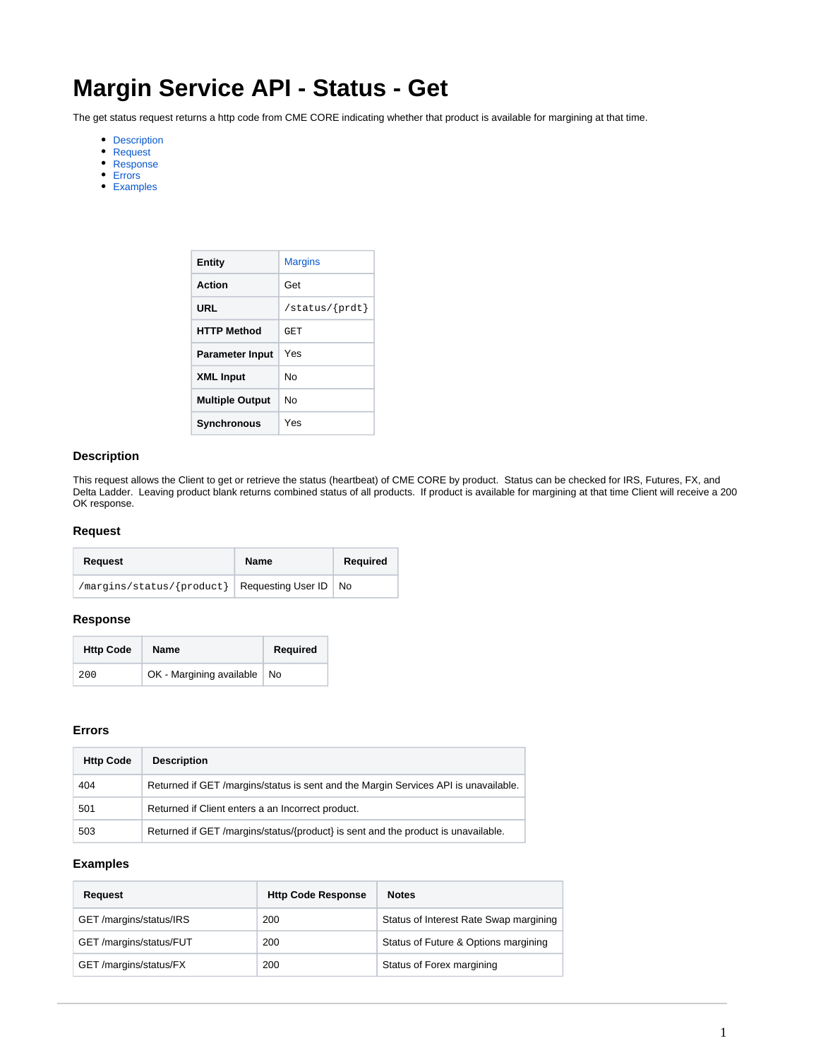# Margin Service API - Status - Get

The get status request returns a http code from CME CORE indicating whether that product is available for margining at that time.

- Description
- Request
- Response
- Errors
- Examples

| | |
|---|---|
| **Entity** | Margins |
| **Action** | Get |
| **URL** | `/status/{prdt}` |
| **HTTP Method** | `GET` |
| **Parameter Input** | Yes |
| **XML Input** | No |
| **Multiple Output** | No |
| **Synchronous** | Yes |

### Description

This request allows the Client to get or retrieve the status (heartbeat) of CME CORE by product.  Status can be checked for IRS, Futures, FX, and Delta Ladder.  Leaving product blank returns combined status of all products.  If product is available for margining at that time Client will receive a 200 OK response.

### Request

| Request | Name | Required |
|---|---|---|
| `/margins/status/{product}` | Requesting User ID | No |

### Response

| Http Code | Name | Required |
|---|---|---|
| `200` | OK - Margining available | No |

### Errors

| Http Code | Description |
|---|---|
| 404 | Returned if GET /margins/status is sent and the Margin Services API is unavailable. |
| 501 | Returned if Client enters a an Incorrect product. |
| 503 | Returned if GET /margins/status/{product} is sent and the product is unavailable. |

### Examples

| Request | Http Code Response | Notes |
|---|---|---|
| GET /margins/status/IRS | 200 | Status of Interest Rate Swap margining |
| GET /margins/status/FUT | 200 | Status of Future & Options margining |
| GET /margins/status/FX | 200 | Status of Forex margining |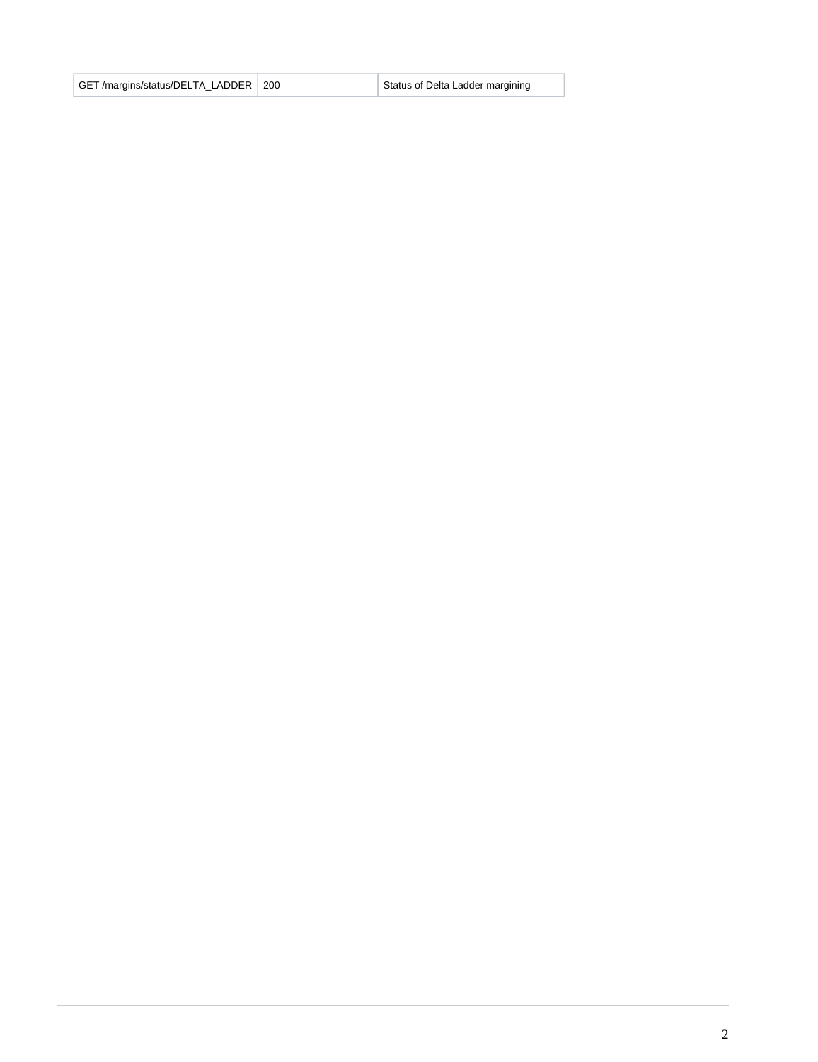| | | |
|---|---|---|
| GET /margins/status/DELTA_LADDER | 200 | Status of Delta Ladder margining |